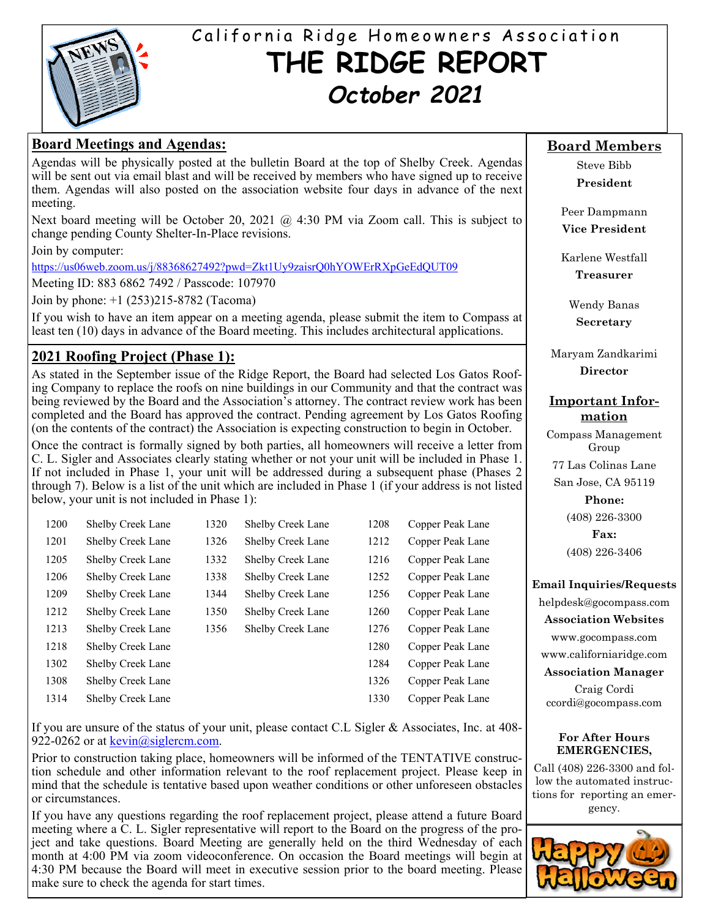# California Ridge Homeowners Association

# THE RIDGE REPORT

## *October 2021*

## Board Meetings and Agendas:

Agendas will be physically posted at the bulletin Board at the top of Shelby Creek. Agendas will be sent out via email blast and will be received by members who have signed up to receive them. Agendas will also posted on the association website four days in advance of the next meeting.

Next board meeting will be October 20, 2021 @ 4:30 PM via Zoom call. This is subject to change pending County Shelter-In-Place revisions.

Join by computer:

https://us06web.zoom.us/j/88368627492?pwd=Zkt1Uy9zaisrQ0hYOWErRXpGeEdQUT09

Meeting ID: 883 6862 7492 / Passcode: 107970

Join by phone: +1 (253)215-8782 (Tacoma)

If you wish to have an item appear on a meeting agenda, please submit the item to Compass at least ten (10) days in advance of the Board meeting. This includes architectural applications.

## 2021 Roofing Project (Phase 1):

As stated in the September issue of the Ridge Report, the Board had selected Los Gatos Roofing Company to replace the roofs on nine buildings in our Community and that the contract was being reviewed by the Board and the Association's attorney. The contract review work has been completed and the Board has approved the contract. Pending agreement by Los Gatos Roofing (on the contents of the contract) the Association is expecting construction to begin in October.

Once the contract is formally signed by both parties, all homeowners will receive a letter from C. L. Sigler and Associates clearly stating whether or not your unit will be included in Phase 1. If not included in Phase 1, your unit will be addressed during a subsequent phase (Phases 2 through 7). Below is a list of the unit which are included in Phase 1 (if your address is not listed below, your unit is not included in Phase 1):

| | | | | | |
|---|---|---|---|---|---|
| 1200 | Shelby Creek Lane | 1320 | Shelby Creek Lane | 1208 | Copper Peak Lane |
| 1201 | Shelby Creek Lane | 1326 | Shelby Creek Lane | 1212 | Copper Peak Lane |
| 1205 | Shelby Creek Lane | 1332 | Shelby Creek Lane | 1216 | Copper Peak Lane |
| 1206 | Shelby Creek Lane | 1338 | Shelby Creek Lane | 1252 | Copper Peak Lane |
| 1209 | Shelby Creek Lane | 1344 | Shelby Creek Lane | 1256 | Copper Peak Lane |
| 1212 | Shelby Creek Lane | 1350 | Shelby Creek Lane | 1260 | Copper Peak Lane |
| 1213 | Shelby Creek Lane | 1356 | Shelby Creek Lane | 1276 | Copper Peak Lane |
| 1218 | Shelby Creek Lane | | | 1280 | Copper Peak Lane |
| 1302 | Shelby Creek Lane | | | 1284 | Copper Peak Lane |
| 1308 | Shelby Creek Lane | | | 1326 | Copper Peak Lane |
| 1314 | Shelby Creek Lane | | | 1330 | Copper Peak Lane |

If you are unsure of the status of your unit, please contact C.L Sigler & Associates, Inc. at 408-922-0262 or at kevin@siglercm.com.

Prior to construction taking place, homeowners will be informed of the TENTATIVE construction schedule and other information relevant to the roof replacement project. Please keep in mind that the schedule is tentative based upon weather conditions or other unforeseen obstacles or circumstances.

If you have any questions regarding the roof replacement project, please attend a future Board meeting where a C. L. Sigler representative will report to the Board on the progress of the project and take questions. Board Meeting are generally held on the third Wednesday of each month at 4:00 PM via zoom videoconference. On occasion the Board meetings will begin at 4:30 PM because the Board will meet in executive session prior to the board meeting. Please make sure to check the agenda for start times.

## Board Members

Steve Bibb
**President**

Peer Dampmann
**Vice President**

Karlene Westfall
**Treasurer**

Wendy Banas
**Secretary**

Maryam Zandkarimi
**Director**

## Important Information

Compass Management Group
77 Las Colinas Lane
San Jose, CA 95119

**Phone:**
(408) 226-3300

**Fax:**
(408) 226-3406

**Email Inquiries/Requests**
helpdesk@gocompass.com

**Association Websites**
www.gocompass.com
www.californiaridge.com

**Association Manager**
Craig Cordi
ccordi@gocompass.com

**For After Hours EMERGENCIES,**
Call (408) 226-3300 and follow the automated instructions for reporting an emergency.

Happy Halloween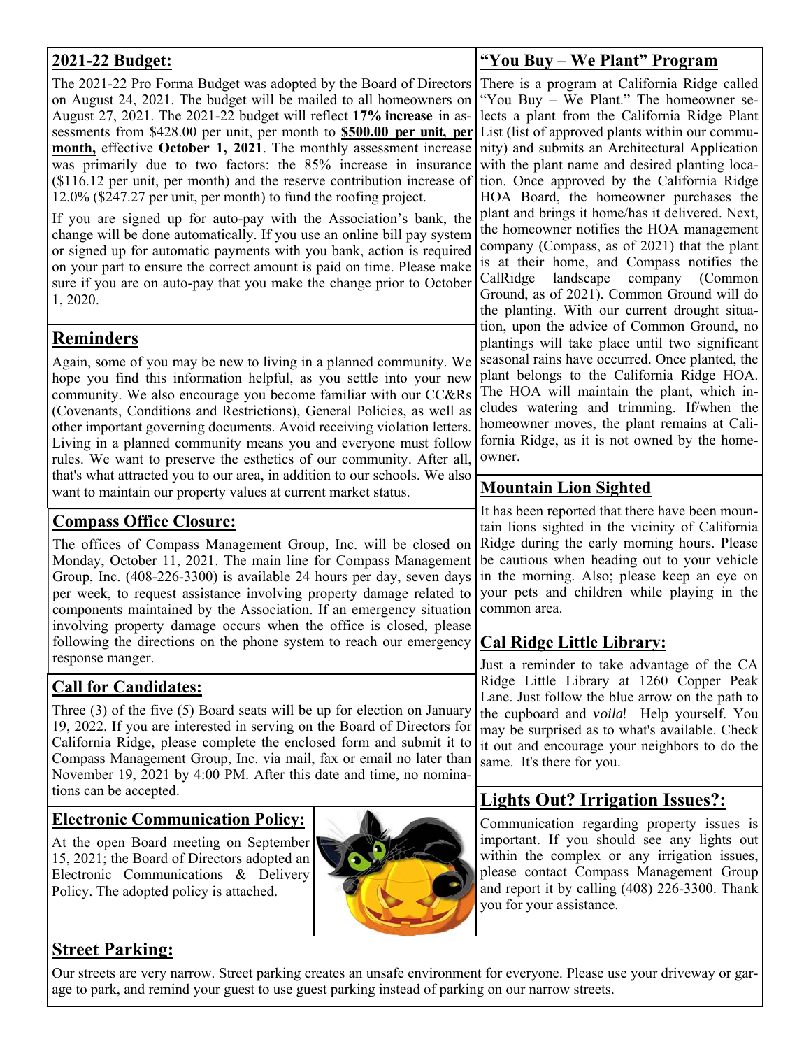## 2021-22 Budget:

The 2021-22 Pro Forma Budget was adopted by the Board of Directors on August 24, 2021. The budget will be mailed to all homeowners on August 27, 2021. The 2021-22 budget will reflect **17% increase** in assessments from $428.00 per unit, per month to **$500.00 per unit, per month,** effective **October 1, 2021**. The monthly assessment increase was primarily due to two factors: the 85% increase in insurance ($116.12 per unit, per month) and the reserve contribution increase of 12.0% ($247.27 per unit, per month) to fund the roofing project.

If you are signed up for auto-pay with the Association's bank, the change will be done automatically. If you use an online bill pay system or signed up for automatic payments with you bank, action is required on your part to ensure the correct amount is paid on time. Please make sure if you are on auto-pay that you make the change prior to October 1, 2020.

## Reminders

Again, some of you may be new to living in a planned community. We hope you find this information helpful, as you settle into your new community. We also encourage you become familiar with our CC&Rs (Covenants, Conditions and Restrictions), General Policies, as well as other important governing documents. Avoid receiving violation letters. Living in a planned community means you and everyone must follow rules. We want to preserve the esthetics of our community. After all, that's what attracted you to our area, in addition to our schools. We also want to maintain our property values at current market status.

## Compass Office Closure:

The offices of Compass Management Group, Inc. will be closed on Monday, October 11, 2021. The main line for Compass Management Group, Inc. (408-226-3300) is available 24 hours per day, seven days per week, to request assistance involving property damage related to components maintained by the Association. If an emergency situation involving property damage occurs when the office is closed, please following the directions on the phone system to reach our emergency response manger.

## Call for Candidates:

Three (3) of the five (5) Board seats will be up for election on January 19, 2022. If you are interested in serving on the Board of Directors for California Ridge, please complete the enclosed form and submit it to Compass Management Group, Inc. via mail, fax or email no later than November 19, 2021 by 4:00 PM. After this date and time, no nominations can be accepted.

## Electronic Communication Policy:

At the open Board meeting on September 15, 2021; the Board of Directors adopted an Electronic Communications & Delivery Policy. The adopted policy is attached.

## "You Buy – We Plant" Program

There is a program at California Ridge called "You Buy – We Plant." The homeowner selects a plant from the California Ridge Plant List (list of approved plants within our community) and submits an Architectural Application with the plant name and desired planting location. Once approved by the California Ridge HOA Board, the homeowner purchases the plant and brings it home/has it delivered. Next, the homeowner notifies the HOA management company (Compass, as of 2021) that the plant is at their home, and Compass notifies the CalRidge landscape company (Common Ground, as of 2021). Common Ground will do the planting. With our current drought situation, upon the advice of Common Ground, no plantings will take place until two significant seasonal rains have occurred. Once planted, the plant belongs to the California Ridge HOA. The HOA will maintain the plant, which includes watering and trimming. If/when the homeowner moves, the plant remains at California Ridge, as it is not owned by the homeowner.

## Mountain Lion Sighted

It has been reported that there have been mountain lions sighted in the vicinity of California Ridge during the early morning hours. Please be cautious when heading out to your vehicle in the morning. Also; please keep an eye on your pets and children while playing in the common area.

## Cal Ridge Little Library:

Just a reminder to take advantage of the CA Ridge Little Library at 1260 Copper Peak Lane. Just follow the blue arrow on the path to the cupboard and *voila*! Help yourself. You may be surprised as to what's available. Check it out and encourage your neighbors to do the same. It's there for you.

## Lights Out? Irrigation Issues?:

Communication regarding property issues is important. If you should see any lights out within the complex or any irrigation issues, please contact Compass Management Group and report it by calling (408) 226-3300. Thank you for your assistance.

## Street Parking:

Our streets are very narrow. Street parking creates an unsafe environment for everyone. Please use your driveway or garage to park, and remind your guest to use guest parking instead of parking on our narrow streets.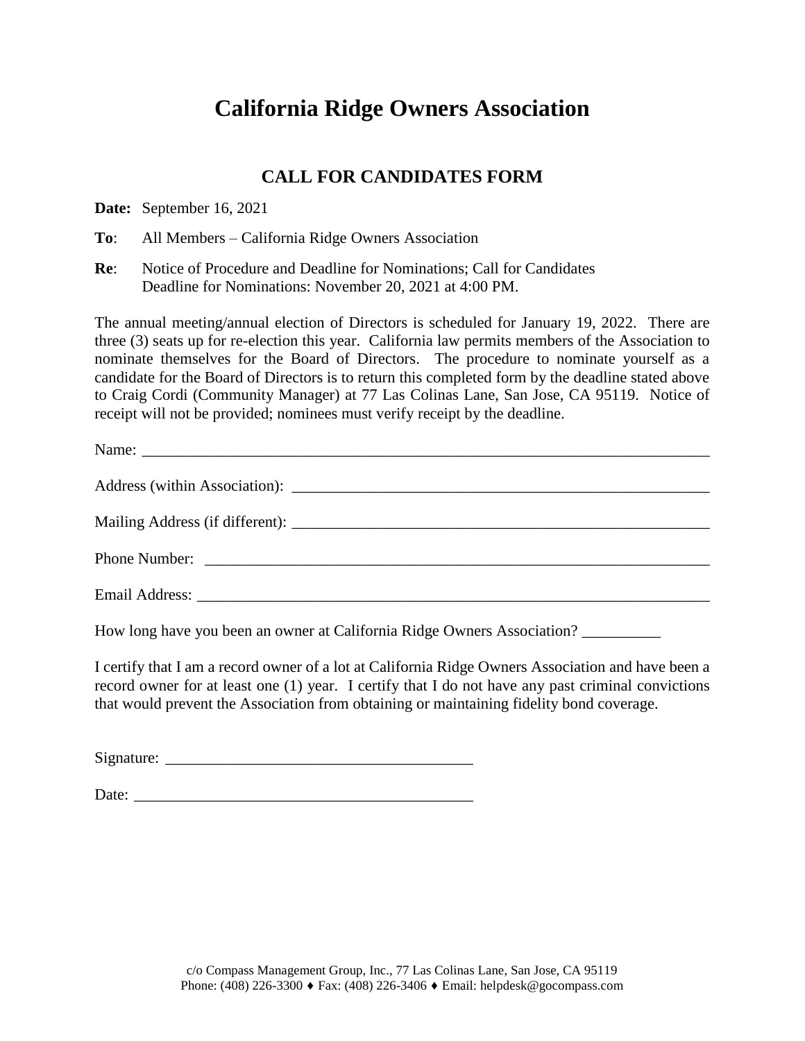# California Ridge Owners Association

## CALL FOR CANDIDATES FORM

**Date:** September 16, 2021

**To**: All Members – California Ridge Owners Association

**Re**: Notice of Procedure and Deadline for Nominations; Call for Candidates
Deadline for Nominations: November 20, 2021 at 4:00 PM.

The annual meeting/annual election of Directors is scheduled for January 19, 2022. There are three (3) seats up for re-election this year. California law permits members of the Association to nominate themselves for the Board of Directors. The procedure to nominate yourself as a candidate for the Board of Directors is to return this completed form by the deadline stated above to Craig Cordi (Community Manager) at 77 Las Colinas Lane, San Jose, CA 95119. Notice of receipt will not be provided; nominees must verify receipt by the deadline.

Name: ______________________________________________________________________

Address (within Association): ___________________________________________________

Mailing Address (if different): __________________________________________________

Phone Number: ______________________________________________________________

Email Address: ______________________________________________________________

How long have you been an owner at California Ridge Owners Association? __________

I certify that I am a record owner of a lot at California Ridge Owners Association and have been a record owner for at least one (1) year. I certify that I do not have any past criminal convictions that would prevent the Association from obtaining or maintaining fidelity bond coverage.

Signature: ______________________________________

Date: ___________________________________________

c/o Compass Management Group, Inc., 77 Las Colinas Lane, San Jose, CA 95119
Phone: (408) 226-3300 ♦ Fax: (408) 226-3406 ♦ Email: helpdesk@gocompass.com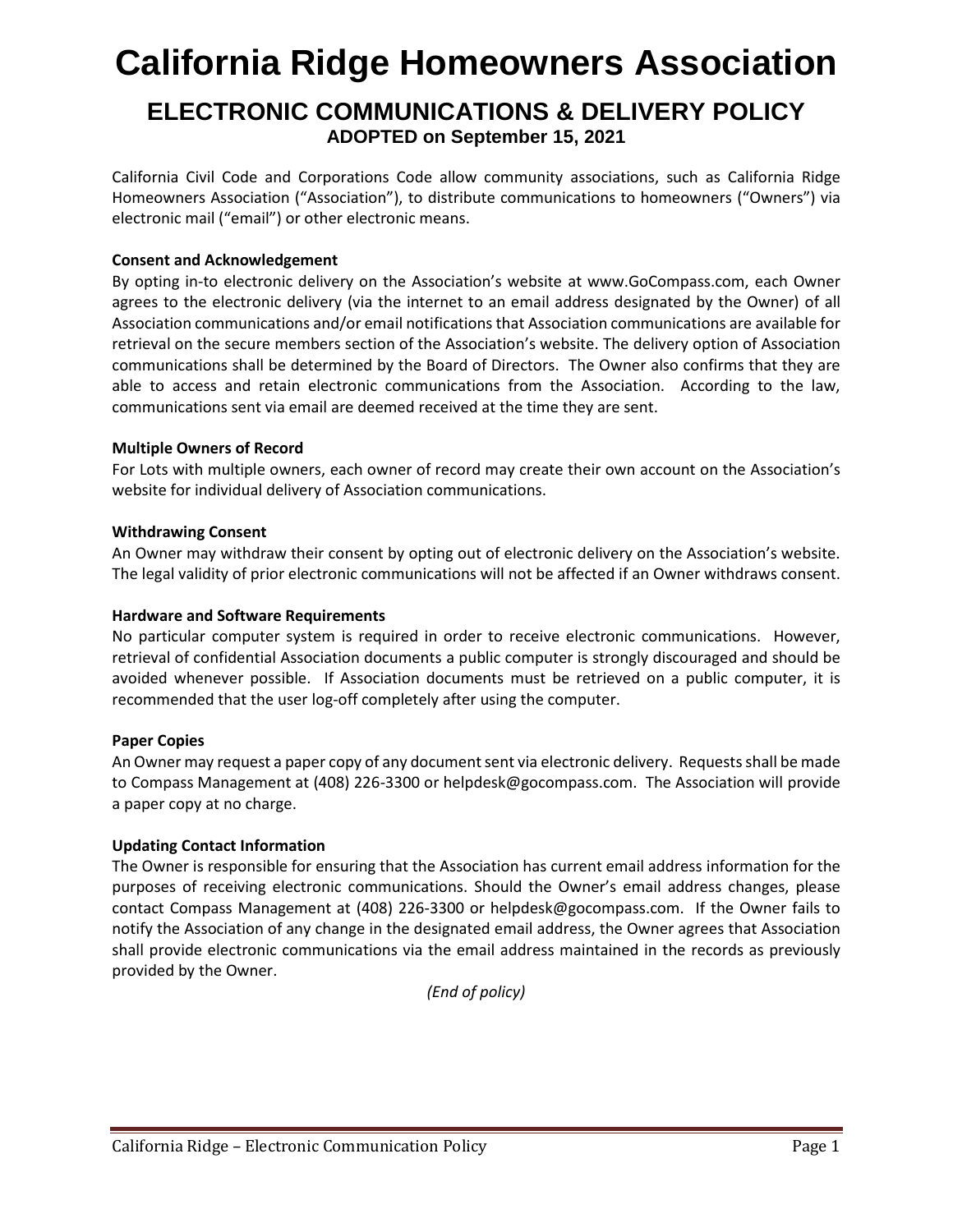# California Ridge Homeowners Association

## ELECTRONIC COMMUNICATIONS & DELIVERY POLICY

**ADOPTED on September 15, 2021**

California Civil Code and Corporations Code allow community associations, such as California Ridge Homeowners Association ("Association"), to distribute communications to homeowners ("Owners") via electronic mail ("email") or other electronic means.

**Consent and Acknowledgement**

By opting in-to electronic delivery on the Association's website at www.GoCompass.com, each Owner agrees to the electronic delivery (via the internet to an email address designated by the Owner) of all Association communications and/or email notifications that Association communications are available for retrieval on the secure members section of the Association's website. The delivery option of Association communications shall be determined by the Board of Directors. The Owner also confirms that they are able to access and retain electronic communications from the Association. According to the law, communications sent via email are deemed received at the time they are sent.

**Multiple Owners of Record**

For Lots with multiple owners, each owner of record may create their own account on the Association's website for individual delivery of Association communications.

**Withdrawing Consent**

An Owner may withdraw their consent by opting out of electronic delivery on the Association's website. The legal validity of prior electronic communications will not be affected if an Owner withdraws consent.

**Hardware and Software Requirements**

No particular computer system is required in order to receive electronic communications. However, retrieval of confidential Association documents a public computer is strongly discouraged and should be avoided whenever possible. If Association documents must be retrieved on a public computer, it is recommended that the user log-off completely after using the computer.

**Paper Copies**

An Owner may request a paper copy of any document sent via electronic delivery. Requests shall be made to Compass Management at (408) 226-3300 or helpdesk@gocompass.com. The Association will provide a paper copy at no charge.

**Updating Contact Information**

The Owner is responsible for ensuring that the Association has current email address information for the purposes of receiving electronic communications. Should the Owner's email address changes, please contact Compass Management at (408) 226-3300 or helpdesk@gocompass.com. If the Owner fails to notify the Association of any change in the designated email address, the Owner agrees that Association shall provide electronic communications via the email address maintained in the records as previously provided by the Owner.

*(End of policy)*